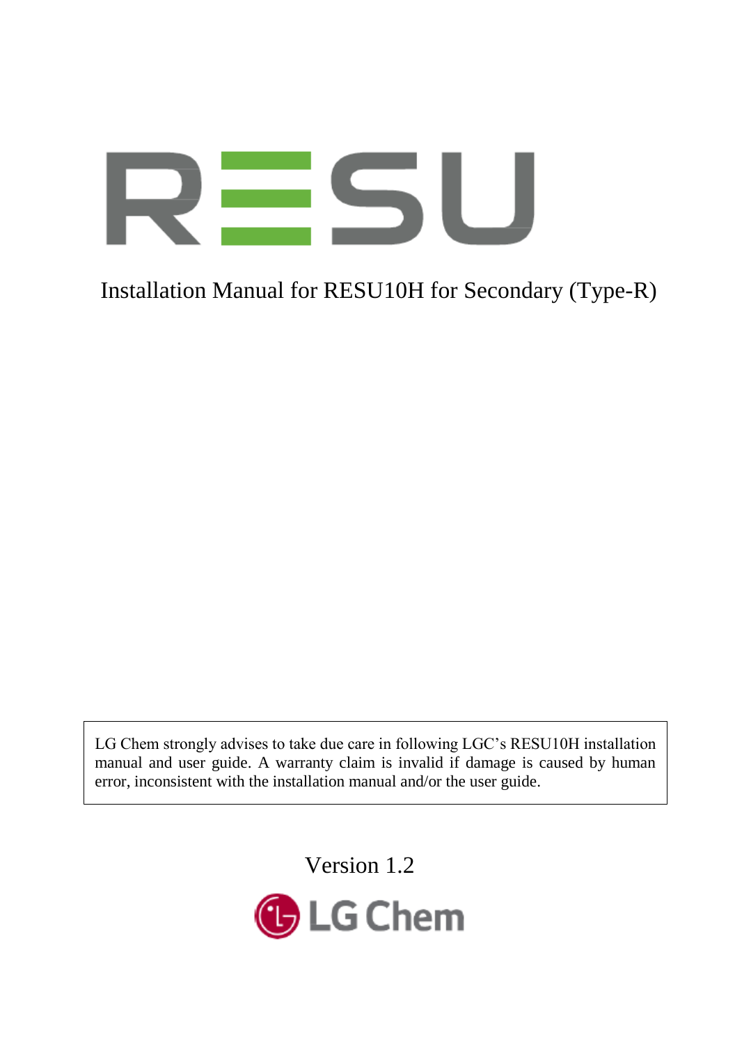# RESU

Installation Manual for RESU10H for Secondary (Type-R)

LG Chem strongly advises to take due care in following LGC's RESU10H installation manual and user guide. A warranty claim is invalid if damage is caused by human error, inconsistent with the installation manual and/or the user guide.

Version 1.2

LG Chem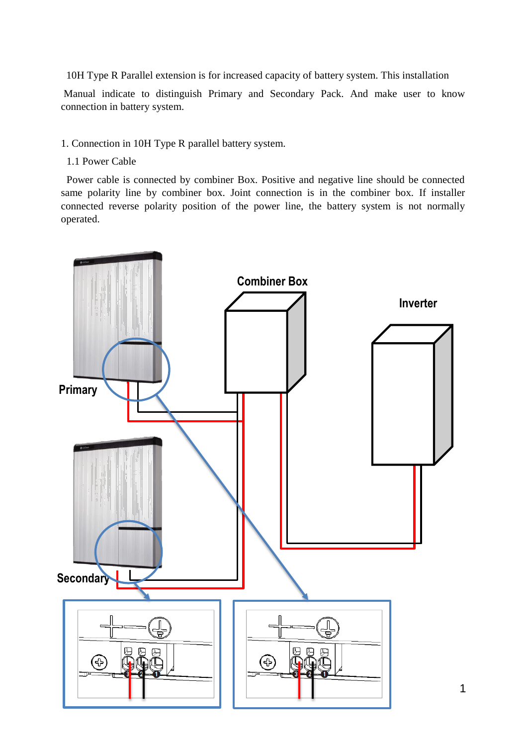10H Type R Parallel extension is for increased capacity of battery system. This installation Manual indicate to distinguish Primary and Secondary Pack. And make user to know connection in battery system.

1. Connection in 10H Type R parallel battery system.

1.1 Power Cable

Power cable is connected by combiner Box. Positive and negative line should be connected same polarity line by combiner box. Joint connection is in the combiner box. If installer connected reverse polarity position of the power line, the battery system is not normally operated.

Combiner Box

Inverter

Primary

Secondary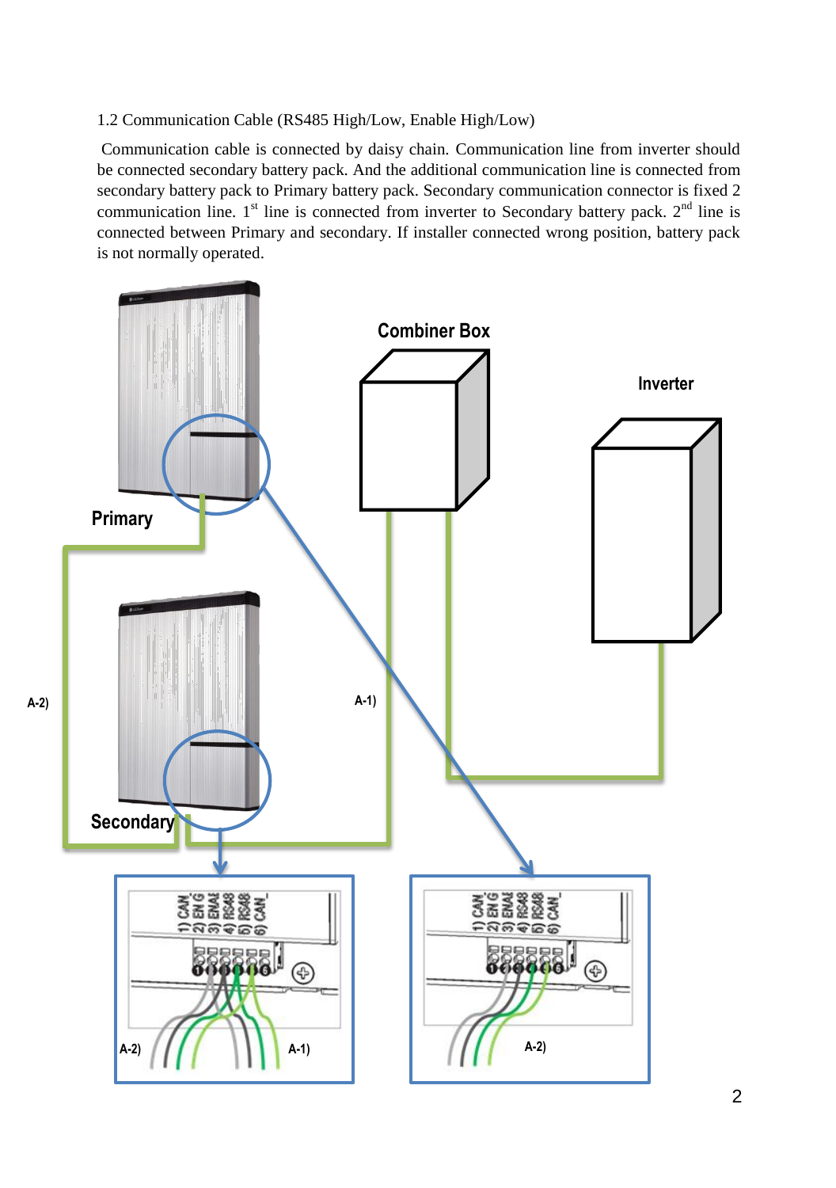### 1.2 Communication Cable (RS485 High/Low, Enable High/Low)

Communication cable is connected by daisy chain. Communication line from inverter should be connected secondary battery pack. And the additional communication line is connected from secondary battery pack to Primary battery pack. Secondary communication connector is fixed 2 communication line. 1st line is connected from inverter to Secondary battery pack. 2nd line is connected between Primary and secondary. If installer connected wrong position, battery pack is not normally operated.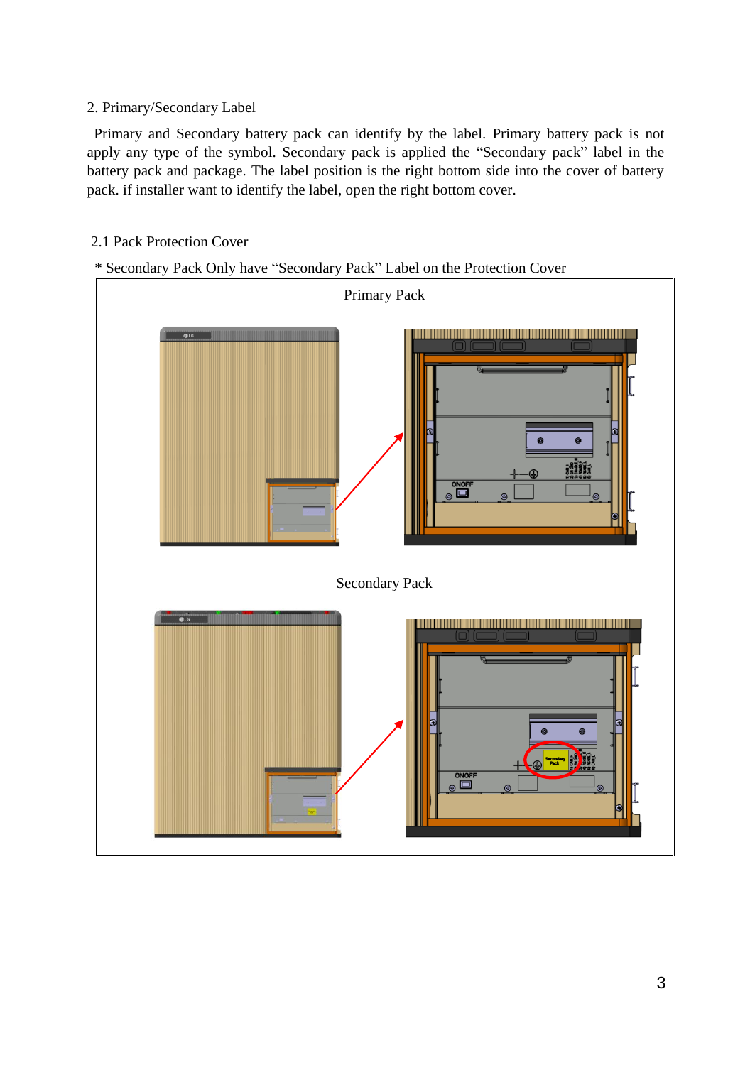2. Primary/Secondary Label

Primary and Secondary battery pack can identify by the label. Primary battery pack is not apply any type of the symbol. Secondary pack is applied the “Secondary pack” label in the battery pack and package. The label position is the right bottom side into the cover of battery pack. if installer want to identify the label, open the right bottom cover.

2.1 Pack Protection Cover

* Secondary Pack Only have “Secondary Pack” Label on the Protection Cover

| Primary Pack |
| --- |
| |
| Secondary Pack |
| |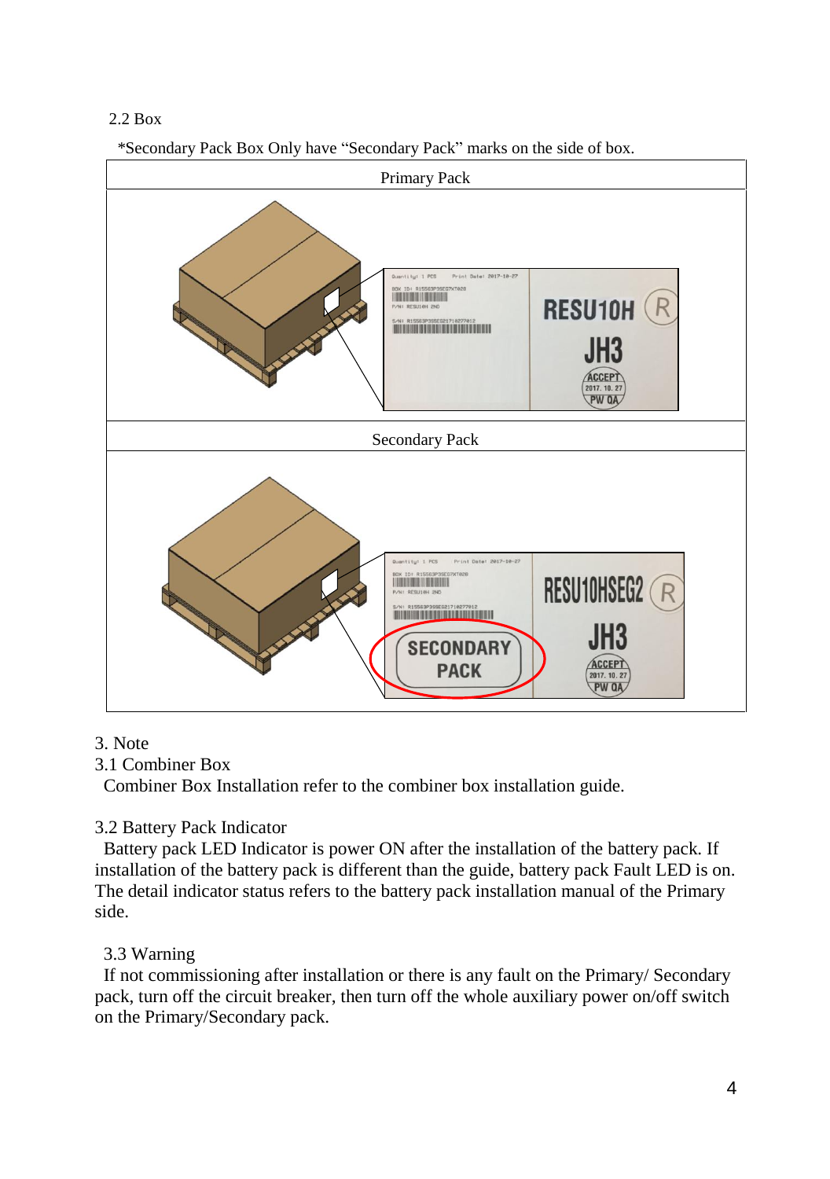2.2 Box

*Secondary Pack Box Only have “Secondary Pack” marks on the side of box.

| Primary Pack |
| --- |
| |
| Secondary Pack |
| |

3. Note

3.1 Combiner Box

Combiner Box Installation refer to the combiner box installation guide.

3.2 Battery Pack Indicator

Battery pack LED Indicator is power ON after the installation of the battery pack. If installation of the battery pack is different than the guide, battery pack Fault LED is on. The detail indicator status refers to the battery pack installation manual of the Primary side.

3.3 Warning

If not commissioning after installation or there is any fault on the Primary/ Secondary pack, turn off the circuit breaker, then turn off the whole auxiliary power on/off switch on the Primary/Secondary pack.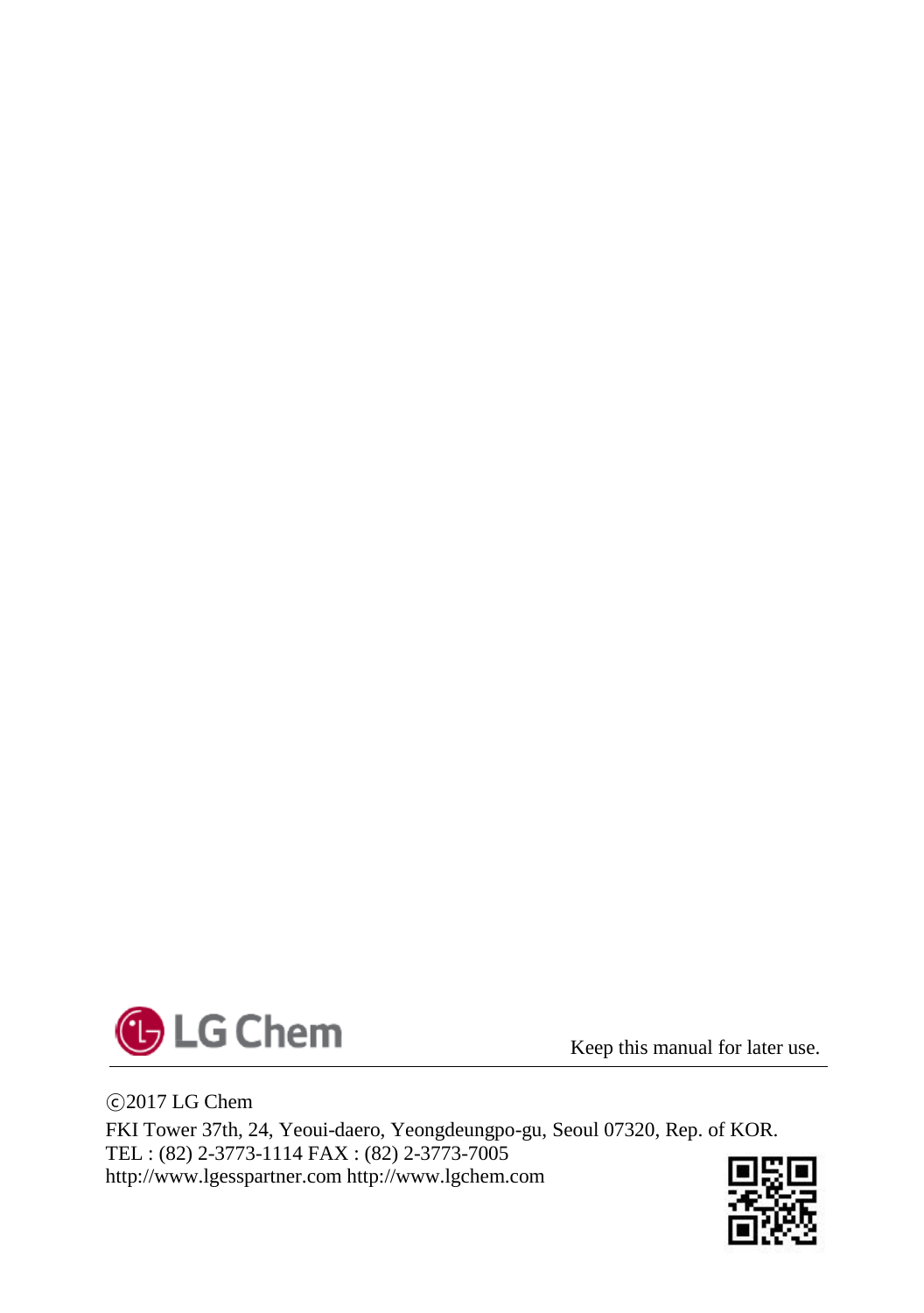LG Chem

Keep this manual for later use.

ⓒ2017 LG Chem

FKI Tower 37th, 24, Yeoui-daero, Yeongdeungpo-gu, Seoul 07320, Rep. of KOR.
TEL : (82) 2-3773-1114 FAX : (82) 2-3773-7005
http://www.lgesspartner.com http://www.lgchem.com